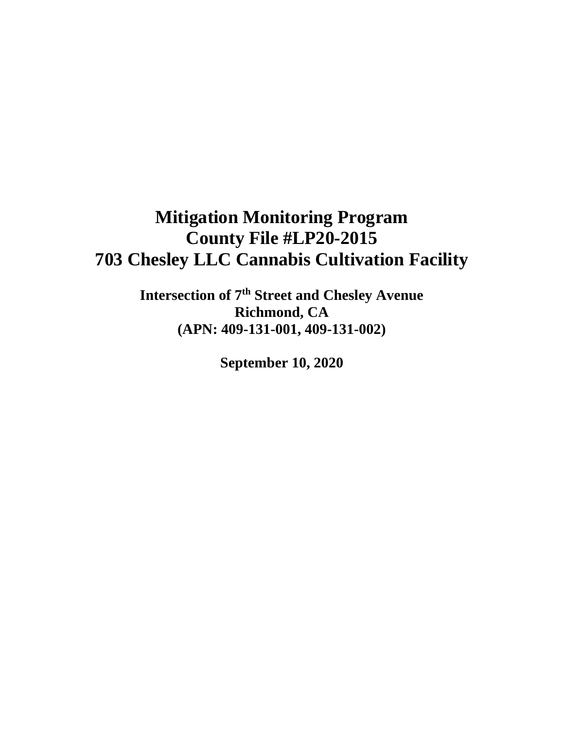# Mitigation Monitoring Program
# County File #LP20-2015
# 703 Chesley LLC Cannabis Cultivation Facility

**Intersection of 7$^{th}$ Street and Chesley Avenue**
**Richmond, CA**
**(APN: 409-131-001, 409-131-002)**

**September 10, 2020**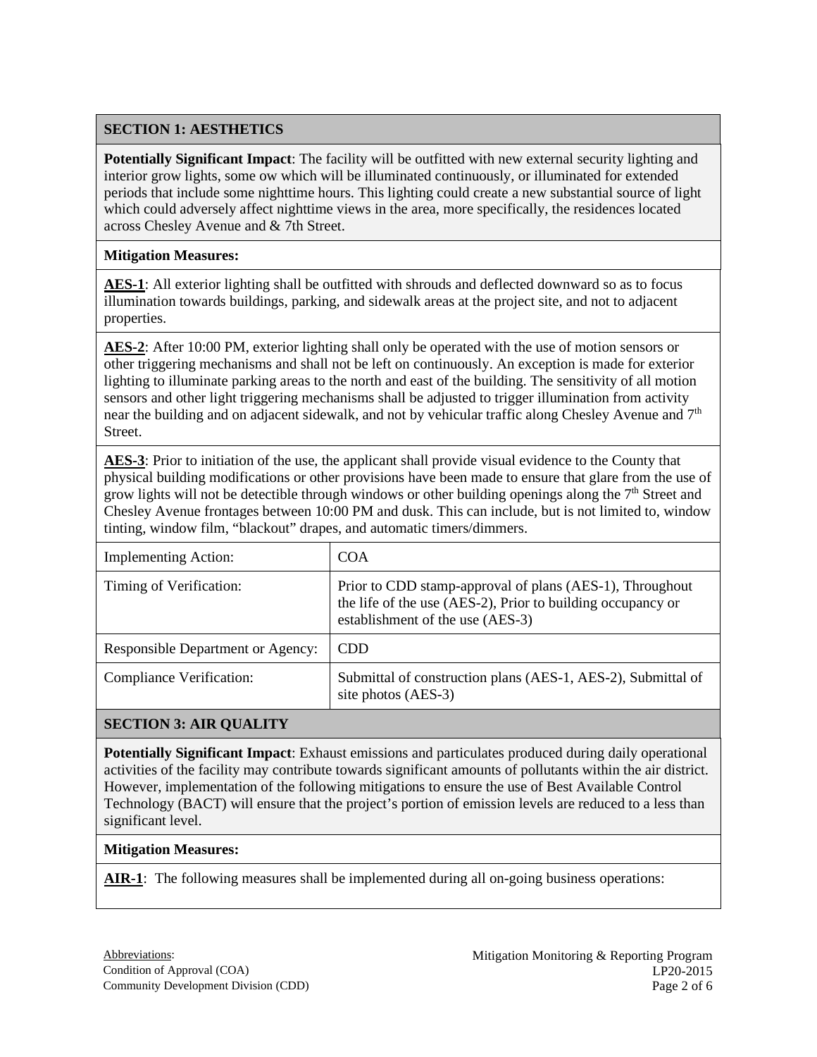## SECTION 1: AESTHETICS

**Potentially Significant Impact**: The facility will be outfitted with new external security lighting and interior grow lights, some ow which will be illuminated continuously, or illuminated for extended periods that include some nighttime hours. This lighting could create a new substantial source of light which could adversely affect nighttime views in the area, more specifically, the residences located across Chesley Avenue and & 7th Street.

**Mitigation Measures:**

**AES-1**: All exterior lighting shall be outfitted with shrouds and deflected downward so as to focus illumination towards buildings, parking, and sidewalk areas at the project site, and not to adjacent properties.

**AES-2**: After 10:00 PM, exterior lighting shall only be operated with the use of motion sensors or other triggering mechanisms and shall not be left on continuously. An exception is made for exterior lighting to illuminate parking areas to the north and east of the building. The sensitivity of all motion sensors and other light triggering mechanisms shall be adjusted to trigger illumination from activity near the building and on adjacent sidewalk, and not by vehicular traffic along Chesley Avenue and 7th Street.

**AES-3**: Prior to initiation of the use, the applicant shall provide visual evidence to the County that physical building modifications or other provisions have been made to ensure that glare from the use of grow lights will not be detectible through windows or other building openings along the 7th Street and Chesley Avenue frontages between 10:00 PM and dusk. This can include, but is not limited to, window tinting, window film, "blackout" drapes, and automatic timers/dimmers.

| | |
|---|---|
| Implementing Action: | COA |
| Timing of Verification: | Prior to CDD stamp-approval of plans (AES-1), Throughout the life of the use (AES-2), Prior to building occupancy or establishment of the use (AES-3) |
| Responsible Department or Agency: | CDD |
| Compliance Verification: | Submittal of construction plans (AES-1, AES-2), Submittal of site photos (AES-3) |

## SECTION 3: AIR QUALITY

**Potentially Significant Impact**: Exhaust emissions and particulates produced during daily operational activities of the facility may contribute towards significant amounts of pollutants within the air district. However, implementation of the following mitigations to ensure the use of Best Available Control Technology (BACT) will ensure that the project's portion of emission levels are reduced to a less than significant level.

**Mitigation Measures:**

**AIR-1**: The following measures shall be implemented during all on-going business operations:

Abbreviations:
Condition of Approval (COA)
Community Development Division (CDD)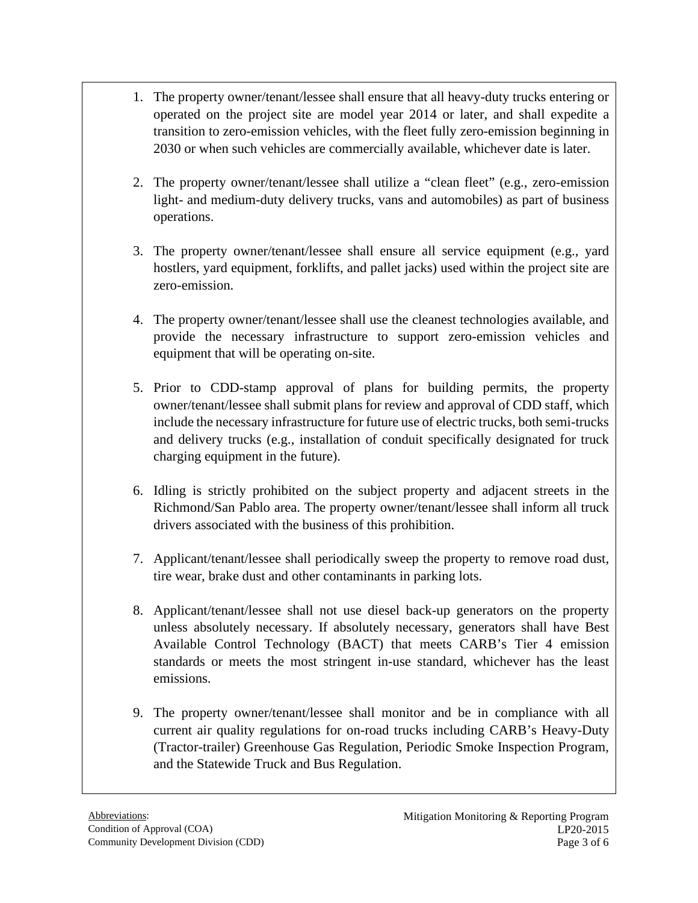1. The property owner/tenant/lessee shall ensure that all heavy-duty trucks entering or operated on the project site are model year 2014 or later, and shall expedite a transition to zero-emission vehicles, with the fleet fully zero-emission beginning in 2030 or when such vehicles are commercially available, whichever date is later.

2. The property owner/tenant/lessee shall utilize a "clean fleet" (e.g., zero-emission light- and medium-duty delivery trucks, vans and automobiles) as part of business operations.

3. The property owner/tenant/lessee shall ensure all service equipment (e.g., yard hostlers, yard equipment, forklifts, and pallet jacks) used within the project site are zero-emission.

4. The property owner/tenant/lessee shall use the cleanest technologies available, and provide the necessary infrastructure to support zero-emission vehicles and equipment that will be operating on-site.

5. Prior to CDD-stamp approval of plans for building permits, the property owner/tenant/lessee shall submit plans for review and approval of CDD staff, which include the necessary infrastructure for future use of electric trucks, both semi-trucks and delivery trucks (e.g., installation of conduit specifically designated for truck charging equipment in the future).

6. Idling is strictly prohibited on the subject property and adjacent streets in the Richmond/San Pablo area. The property owner/tenant/lessee shall inform all truck drivers associated with the business of this prohibition.

7. Applicant/tenant/lessee shall periodically sweep the property to remove road dust, tire wear, brake dust and other contaminants in parking lots.

8. Applicant/tenant/lessee shall not use diesel back-up generators on the property unless absolutely necessary. If absolutely necessary, generators shall have Best Available Control Technology (BACT) that meets CARB's Tier 4 emission standards or meets the most stringent in-use standard, whichever has the least emissions.

9. The property owner/tenant/lessee shall monitor and be in compliance with all current air quality regulations for on-road trucks including CARB's Heavy-Duty (Tractor-trailer) Greenhouse Gas Regulation, Periodic Smoke Inspection Program, and the Statewide Truck and Bus Regulation.

Abbreviations:
Condition of Approval (COA)
Community Development Division (CDD)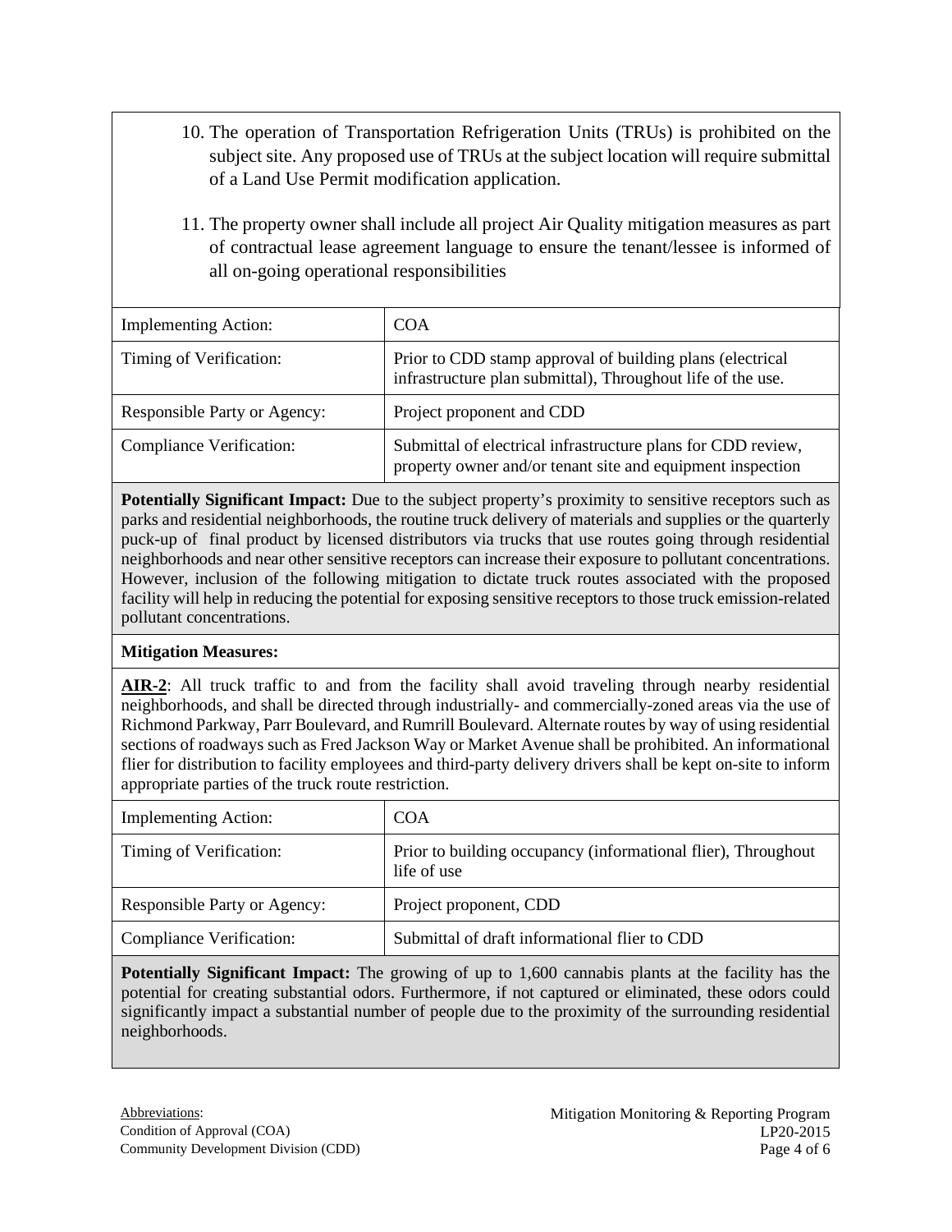10. The operation of Transportation Refrigeration Units (TRUs) is prohibited on the subject site. Any proposed use of TRUs at the subject location will require submittal of a Land Use Permit modification application.

11. The property owner shall include all project Air Quality mitigation measures as part of contractual lease agreement language to ensure the tenant/lessee is informed of all on-going operational responsibilities

| Implementing Action: | COA |
|---|---|
| Timing of Verification: | Prior to CDD stamp approval of building plans (electrical infrastructure plan submittal), Throughout life of the use. |
| Responsible Party or Agency: | Project proponent and CDD |
| Compliance Verification: | Submittal of electrical infrastructure plans for CDD review, property owner and/or tenant site and equipment inspection |

**Potentially Significant Impact:** Due to the subject property's proximity to sensitive receptors such as parks and residential neighborhoods, the routine truck delivery of materials and supplies or the quarterly puck-up of final product by licensed distributors via trucks that use routes going through residential neighborhoods and near other sensitive receptors can increase their exposure to pollutant concentrations. However, inclusion of the following mitigation to dictate truck routes associated with the proposed facility will help in reducing the potential for exposing sensitive receptors to those truck emission-related pollutant concentrations.

**Mitigation Measures:**

**AIR-2**: All truck traffic to and from the facility shall avoid traveling through nearby residential neighborhoods, and shall be directed through industrially- and commercially-zoned areas via the use of Richmond Parkway, Parr Boulevard, and Rumrill Boulevard. Alternate routes by way of using residential sections of roadways such as Fred Jackson Way or Market Avenue shall be prohibited. An informational flier for distribution to facility employees and third-party delivery drivers shall be kept on-site to inform appropriate parties of the truck route restriction.

| Implementing Action: | COA |
|---|---|
| Timing of Verification: | Prior to building occupancy (informational flier), Throughout life of use |
| Responsible Party or Agency: | Project proponent, CDD |
| Compliance Verification: | Submittal of draft informational flier to CDD |

**Potentially Significant Impact:** The growing of up to 1,600 cannabis plants at the facility has the potential for creating substantial odors. Furthermore, if not captured or eliminated, these odors could significantly impact a substantial number of people due to the proximity of the surrounding residential neighborhoods.

Abbreviations:
Condition of Approval (COA)
Community Development Division (CDD)

Mitigation Monitoring & Reporting Program
LP20-2015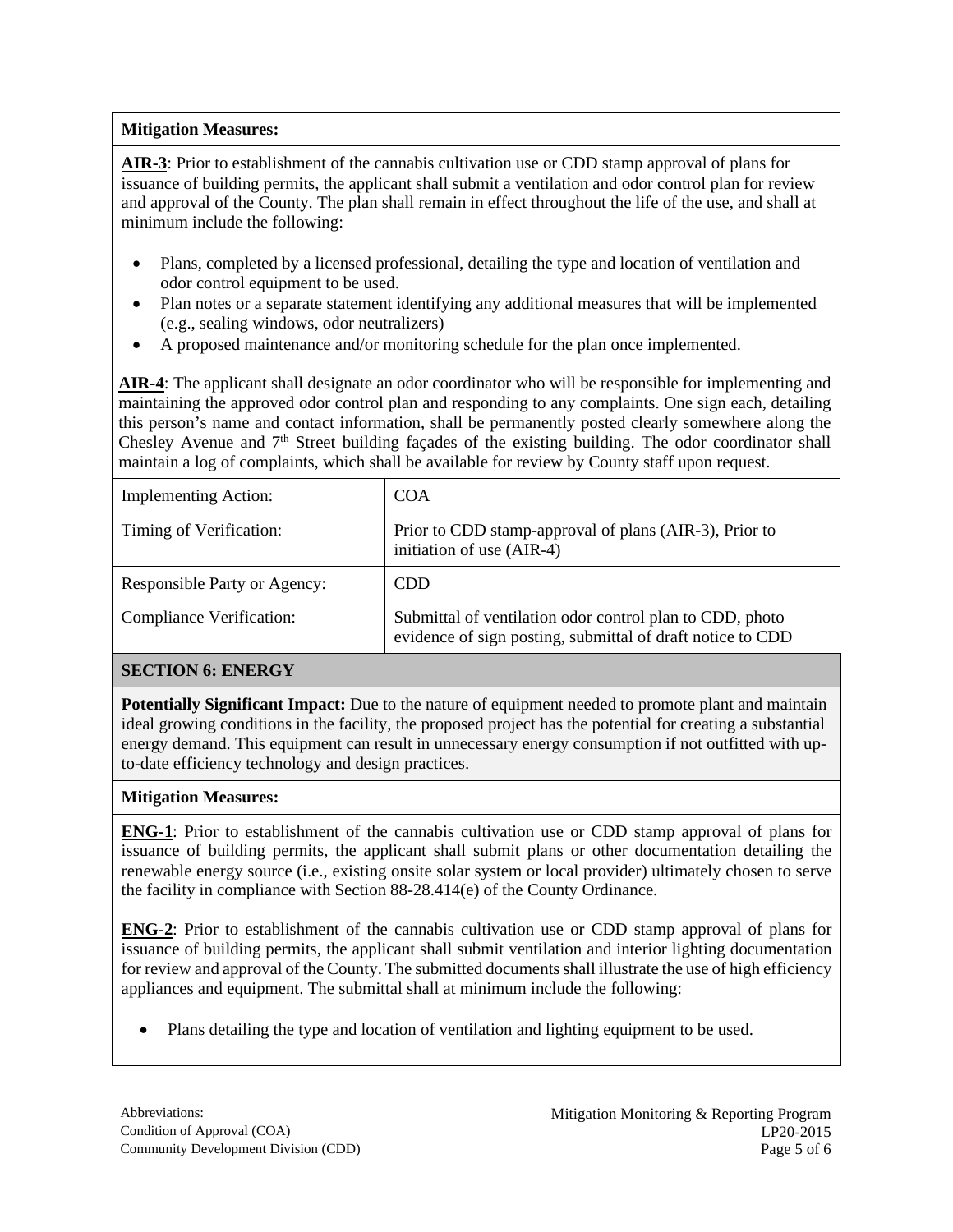**Mitigation Measures:**

**AIR-3**: Prior to establishment of the cannabis cultivation use or CDD stamp approval of plans for issuance of building permits, the applicant shall submit a ventilation and odor control plan for review and approval of the County. The plan shall remain in effect throughout the life of the use, and shall at minimum include the following:

- Plans, completed by a licensed professional, detailing the type and location of ventilation and odor control equipment to be used.
- Plan notes or a separate statement identifying any additional measures that will be implemented (e.g., sealing windows, odor neutralizers)
- A proposed maintenance and/or monitoring schedule for the plan once implemented.

**AIR-4**: The applicant shall designate an odor coordinator who will be responsible for implementing and maintaining the approved odor control plan and responding to any complaints. One sign each, detailing this person's name and contact information, shall be permanently posted clearly somewhere along the Chesley Avenue and 7th Street building façades of the existing building. The odor coordinator shall maintain a log of complaints, which shall be available for review by County staff upon request.

| Implementing Action: | COA |
|---|---|
| Timing of Verification: | Prior to CDD stamp-approval of plans (AIR-3), Prior to initiation of use (AIR-4) |
| Responsible Party or Agency: | CDD |
| Compliance Verification: | Submittal of ventilation odor control plan to CDD, photo evidence of sign posting, submittal of draft notice to CDD |

**SECTION 6: ENERGY**

**Potentially Significant Impact:** Due to the nature of equipment needed to promote plant and maintain ideal growing conditions in the facility, the proposed project has the potential for creating a substantial energy demand. This equipment can result in unnecessary energy consumption if not outfitted with up-to-date efficiency technology and design practices.

**Mitigation Measures:**

**ENG-1**: Prior to establishment of the cannabis cultivation use or CDD stamp approval of plans for issuance of building permits, the applicant shall submit plans or other documentation detailing the renewable energy source (i.e., existing onsite solar system or local provider) ultimately chosen to serve the facility in compliance with Section 88-28.414(e) of the County Ordinance.

**ENG-2**: Prior to establishment of the cannabis cultivation use or CDD stamp approval of plans for issuance of building permits, the applicant shall submit ventilation and interior lighting documentation for review and approval of the County. The submitted documents shall illustrate the use of high efficiency appliances and equipment. The submittal shall at minimum include the following:

- Plans detailing the type and location of ventilation and lighting equipment to be used.

Abbreviations:
Condition of Approval (COA)
Community Development Division (CDD)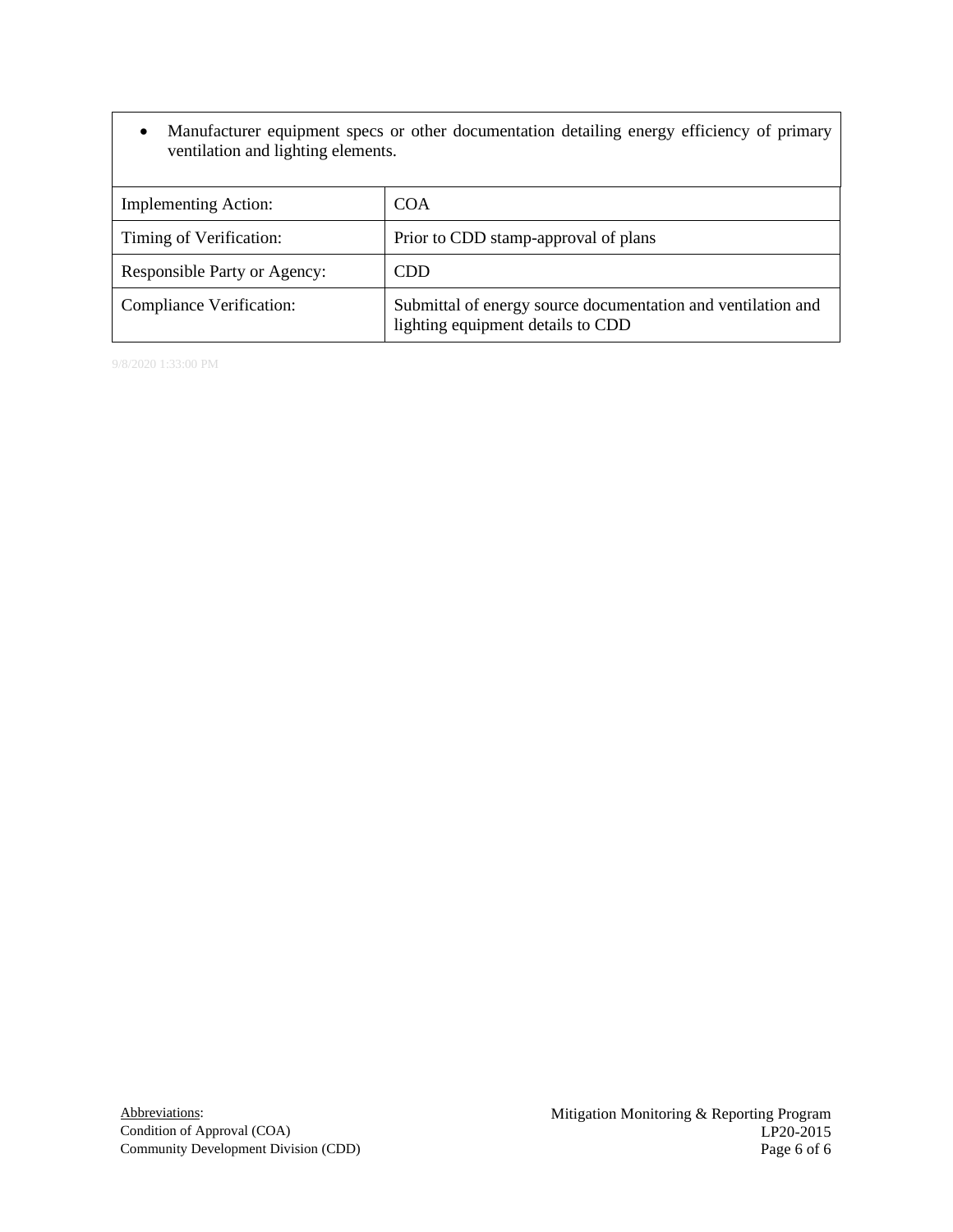- Manufacturer equipment specs or other documentation detailing energy efficiency of primary ventilation and lighting elements.

| | |
|---|---|
| Implementing Action: | COA |
| Timing of Verification: | Prior to CDD stamp-approval of plans |
| Responsible Party or Agency: | CDD |
| Compliance Verification: | Submittal of energy source documentation and ventilation and lighting equipment details to CDD |

9/8/2020 1:33:00 PM

Abbreviations:
Condition of Approval (COA)
Community Development Division (CDD)